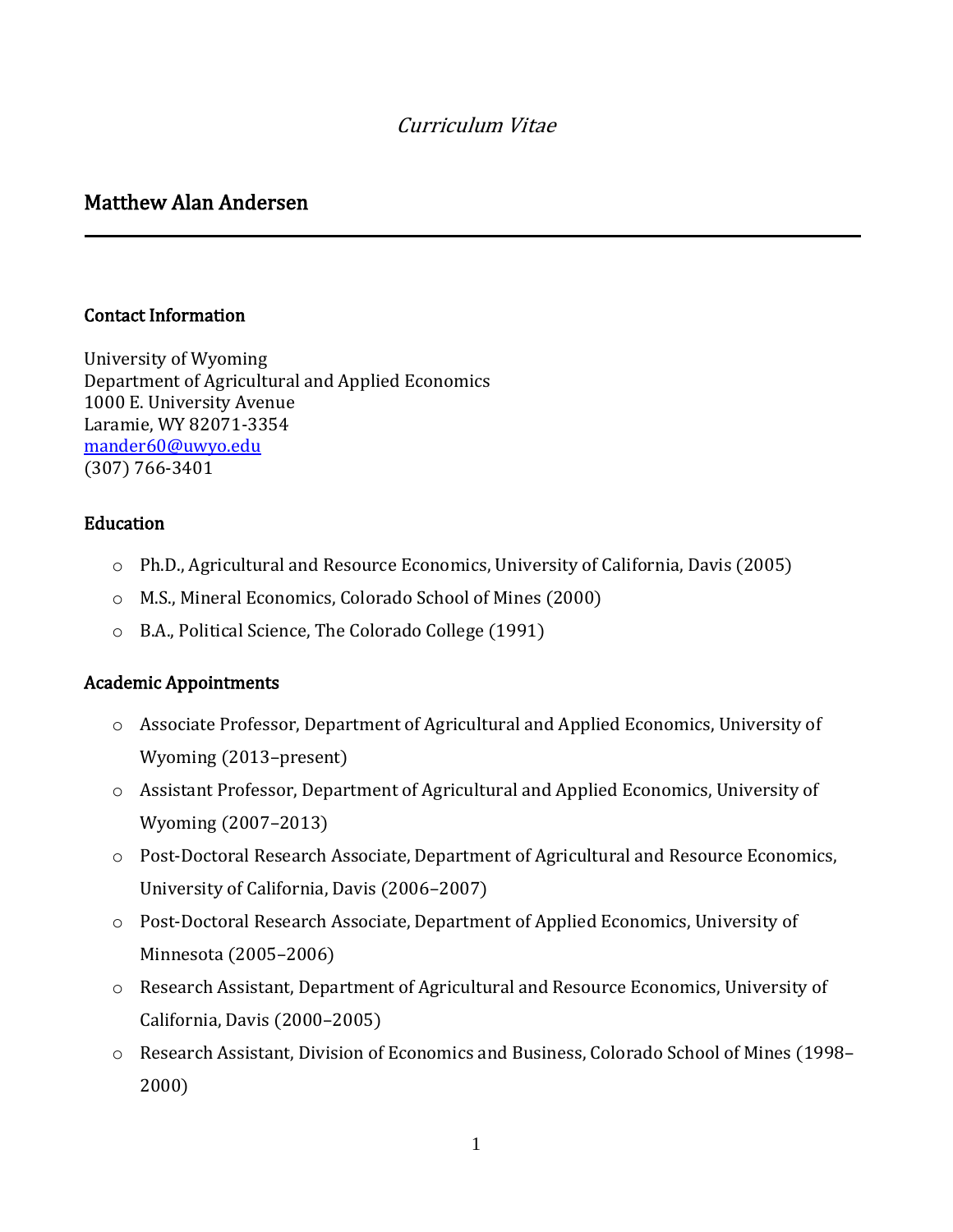*Curriculum Vitae*

# Matthew Alan Andersen

---

## Contact Information

University of Wyoming
Department of Agricultural and Applied Economics
1000 E. University Avenue
Laramie, WY 82071-3354
[mander60@uwyo.edu](mailto:mander60@uwyo.edu)
(307) 766-3401

## Education

- Ph.D., Agricultural and Resource Economics, University of California, Davis (2005)
- M.S., Mineral Economics, Colorado School of Mines (2000)
- B.A., Political Science, The Colorado College (1991)

## Academic Appointments

- Associate Professor, Department of Agricultural and Applied Economics, University of Wyoming (2013–present)
- Assistant Professor, Department of Agricultural and Applied Economics, University of Wyoming (2007–2013)
- Post-Doctoral Research Associate, Department of Agricultural and Resource Economics, University of California, Davis (2006–2007)
- Post-Doctoral Research Associate, Department of Applied Economics, University of Minnesota (2005–2006)
- Research Assistant, Department of Agricultural and Resource Economics, University of California, Davis (2000–2005)
- Research Assistant, Division of Economics and Business, Colorado School of Mines (1998–2000)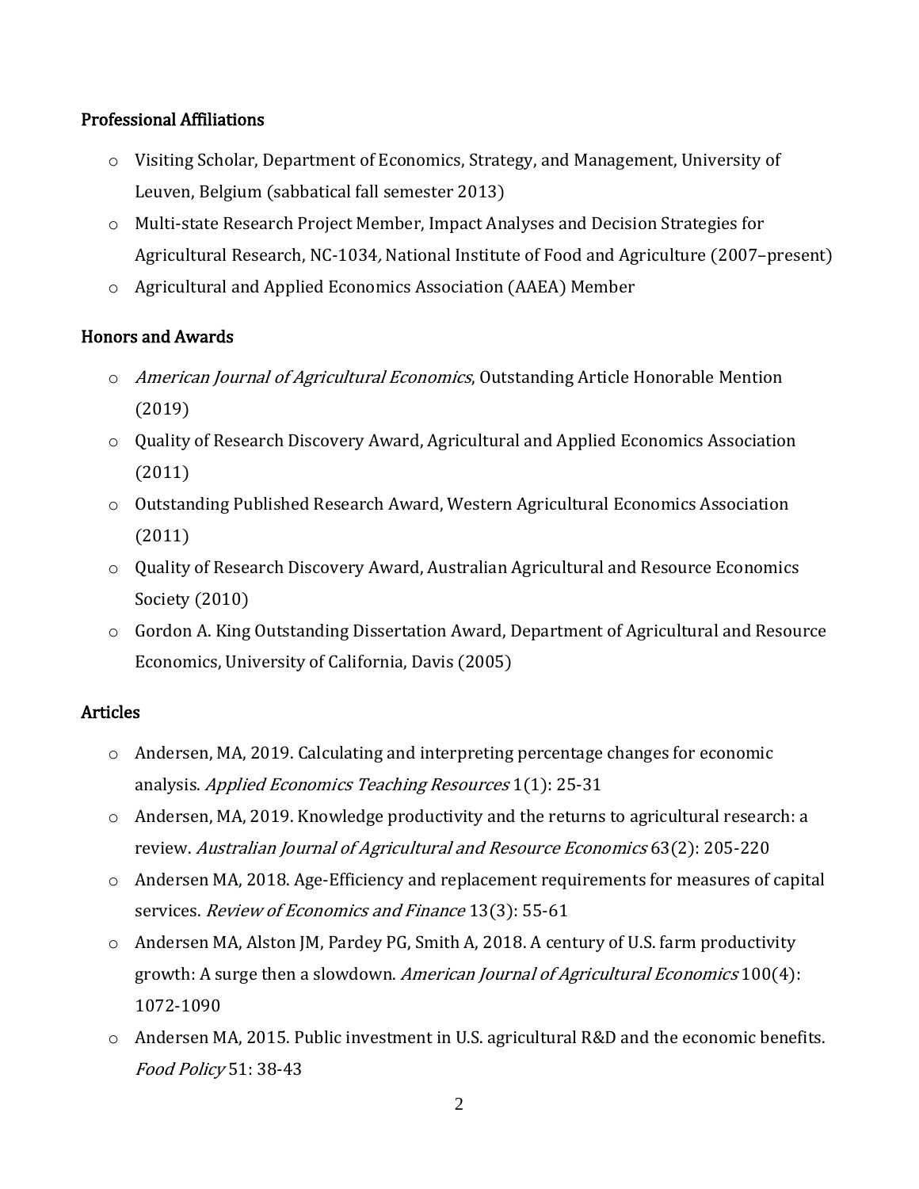## Professional Affiliations

- Visiting Scholar, Department of Economics, Strategy, and Management, University of Leuven, Belgium (sabbatical fall semester 2013)
- Multi-state Research Project Member, Impact Analyses and Decision Strategies for Agricultural Research, NC-1034*,* National Institute of Food and Agriculture (2007–present)
- Agricultural and Applied Economics Association (AAEA) Member

## Honors and Awards

- *American Journal of Agricultural Economics*, Outstanding Article Honorable Mention (2019)
- Quality of Research Discovery Award, Agricultural and Applied Economics Association (2011)
- Outstanding Published Research Award, Western Agricultural Economics Association (2011)
- Quality of Research Discovery Award, Australian Agricultural and Resource Economics Society (2010)
- Gordon A. King Outstanding Dissertation Award, Department of Agricultural and Resource Economics, University of California, Davis (2005)

## Articles

- Andersen, MA, 2019. Calculating and interpreting percentage changes for economic analysis. *Applied Economics Teaching Resources* 1(1): 25-31
- Andersen, MA, 2019. Knowledge productivity and the returns to agricultural research: a review. *Australian Journal of Agricultural and Resource Economics* 63(2): 205-220
- Andersen MA, 2018. Age-Efficiency and replacement requirements for measures of capital services. *Review of Economics and Finance* 13(3): 55-61
- Andersen MA, Alston JM, Pardey PG, Smith A, 2018. A century of U.S. farm productivity growth: A surge then a slowdown. *American Journal of Agricultural Economics* 100(4): 1072-1090
- Andersen MA, 2015. Public investment in U.S. agricultural R&D and the economic benefits. *Food Policy* 51: 38-43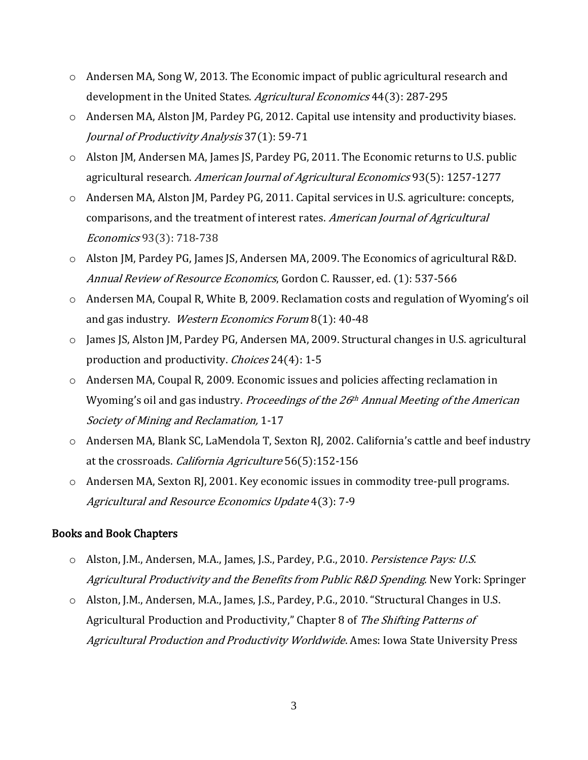- Andersen MA, Song W, 2013. The Economic impact of public agricultural research and development in the United States. *Agricultural Economics* 44(3): 287-295
- Andersen MA, Alston JM, Pardey PG, 2012. Capital use intensity and productivity biases. *Journal of Productivity Analysis* 37(1): 59-71
- Alston JM, Andersen MA, James JS, Pardey PG, 2011. The Economic returns to U.S. public agricultural research. *American Journal of Agricultural Economics* 93(5): 1257-1277
- Andersen MA, Alston JM, Pardey PG, 2011. Capital services in U.S. agriculture: concepts, comparisons, and the treatment of interest rates. *American Journal of Agricultural Economics* 93(3): 718-738
- Alston JM, Pardey PG, James JS, Andersen MA, 2009. The Economics of agricultural R&D. *Annual Review of Resource Economics*, Gordon C. Rausser, ed. (1): 537-566
- Andersen MA, Coupal R, White B, 2009. Reclamation costs and regulation of Wyoming's oil and gas industry. *Western Economics Forum* 8(1): 40-48
- James JS, Alston JM, Pardey PG, Andersen MA, 2009. Structural changes in U.S. agricultural production and productivity. *Choices* 24(4): 1-5
- Andersen MA, Coupal R, 2009. Economic issues and policies affecting reclamation in Wyoming's oil and gas industry. *Proceedings of the 26th Annual Meeting of the American Society of Mining and Reclamation,* 1-17
- Andersen MA, Blank SC, LaMendola T, Sexton RJ, 2002. California's cattle and beef industry at the crossroads. *California Agriculture* 56(5):152-156
- Andersen MA, Sexton RJ, 2001. Key economic issues in commodity tree-pull programs. *Agricultural and Resource Economics Update* 4(3): 7-9

## Books and Book Chapters

- Alston, J.M., Andersen, M.A., James, J.S., Pardey, P.G., 2010. *Persistence Pays: U.S. Agricultural Productivity and the Benefits from Public R&D Spending*. New York: Springer
- Alston, J.M., Andersen, M.A., James, J.S., Pardey, P.G., 2010. "Structural Changes in U.S. Agricultural Production and Productivity," Chapter 8 of *The Shifting Patterns of Agricultural Production and Productivity Worldwide*. Ames: Iowa State University Press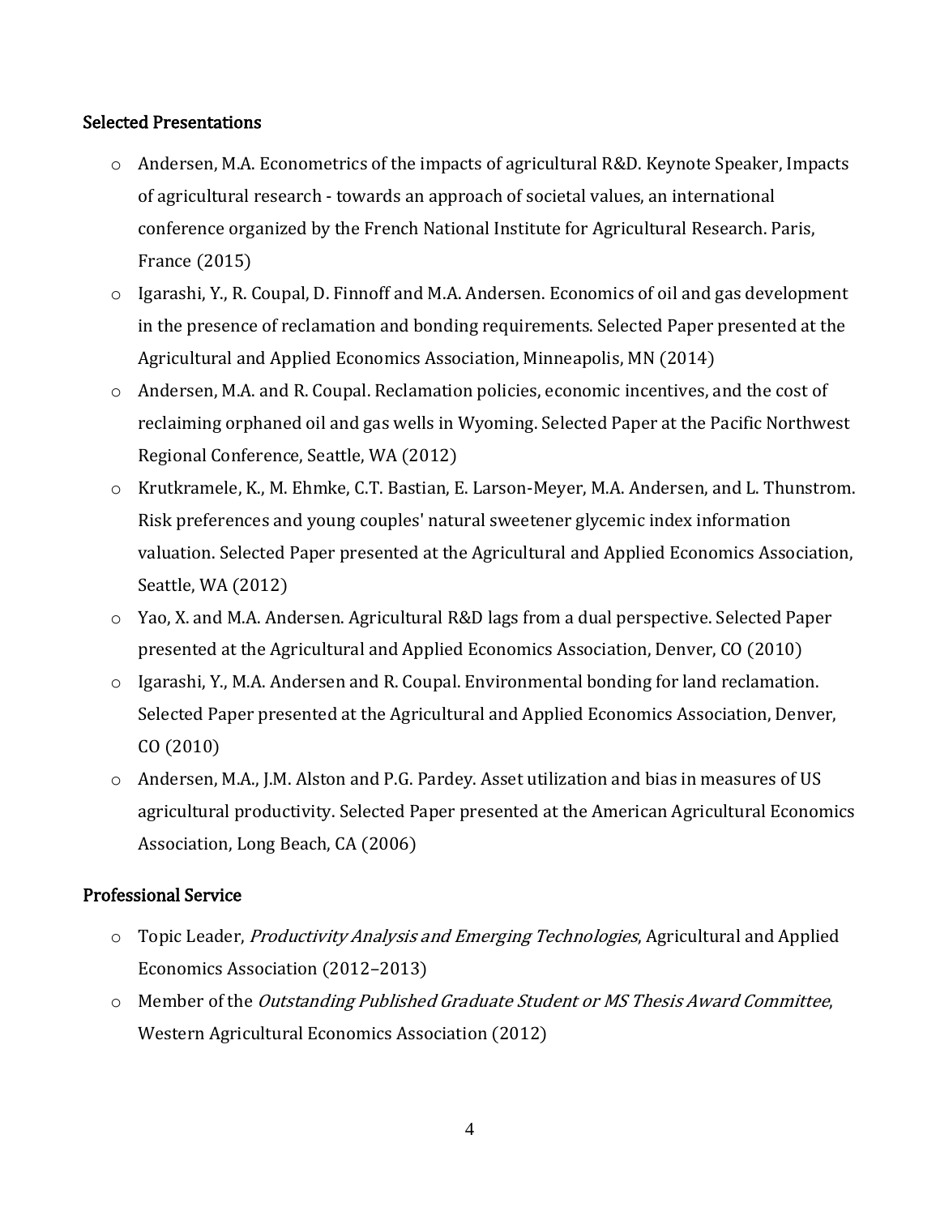## Selected Presentations

- Andersen, M.A. Econometrics of the impacts of agricultural R&D. Keynote Speaker, Impacts of agricultural research - towards an approach of societal values, an international conference organized by the French National Institute for Agricultural Research. Paris, France (2015)
- Igarashi, Y., R. Coupal, D. Finnoff and M.A. Andersen. Economics of oil and gas development in the presence of reclamation and bonding requirements. Selected Paper presented at the Agricultural and Applied Economics Association, Minneapolis, MN (2014)
- Andersen, M.A. and R. Coupal. Reclamation policies, economic incentives, and the cost of reclaiming orphaned oil and gas wells in Wyoming. Selected Paper at the Pacific Northwest Regional Conference, Seattle, WA (2012)
- Krutkramele, K., M. Ehmke, C.T. Bastian, E. Larson-Meyer, M.A. Andersen, and L. Thunstrom. Risk preferences and young couples' natural sweetener glycemic index information valuation. Selected Paper presented at the Agricultural and Applied Economics Association, Seattle, WA (2012)
- Yao, X. and M.A. Andersen. Agricultural R&D lags from a dual perspective. Selected Paper presented at the Agricultural and Applied Economics Association, Denver, CO (2010)
- Igarashi, Y., M.A. Andersen and R. Coupal. Environmental bonding for land reclamation. Selected Paper presented at the Agricultural and Applied Economics Association, Denver, CO (2010)
- Andersen, M.A., J.M. Alston and P.G. Pardey. Asset utilization and bias in measures of US agricultural productivity. Selected Paper presented at the American Agricultural Economics Association, Long Beach, CA (2006)

## Professional Service

- Topic Leader, *Productivity Analysis and Emerging Technologies*, Agricultural and Applied Economics Association (2012–2013)
- Member of the *Outstanding Published Graduate Student or MS Thesis Award Committee*, Western Agricultural Economics Association (2012)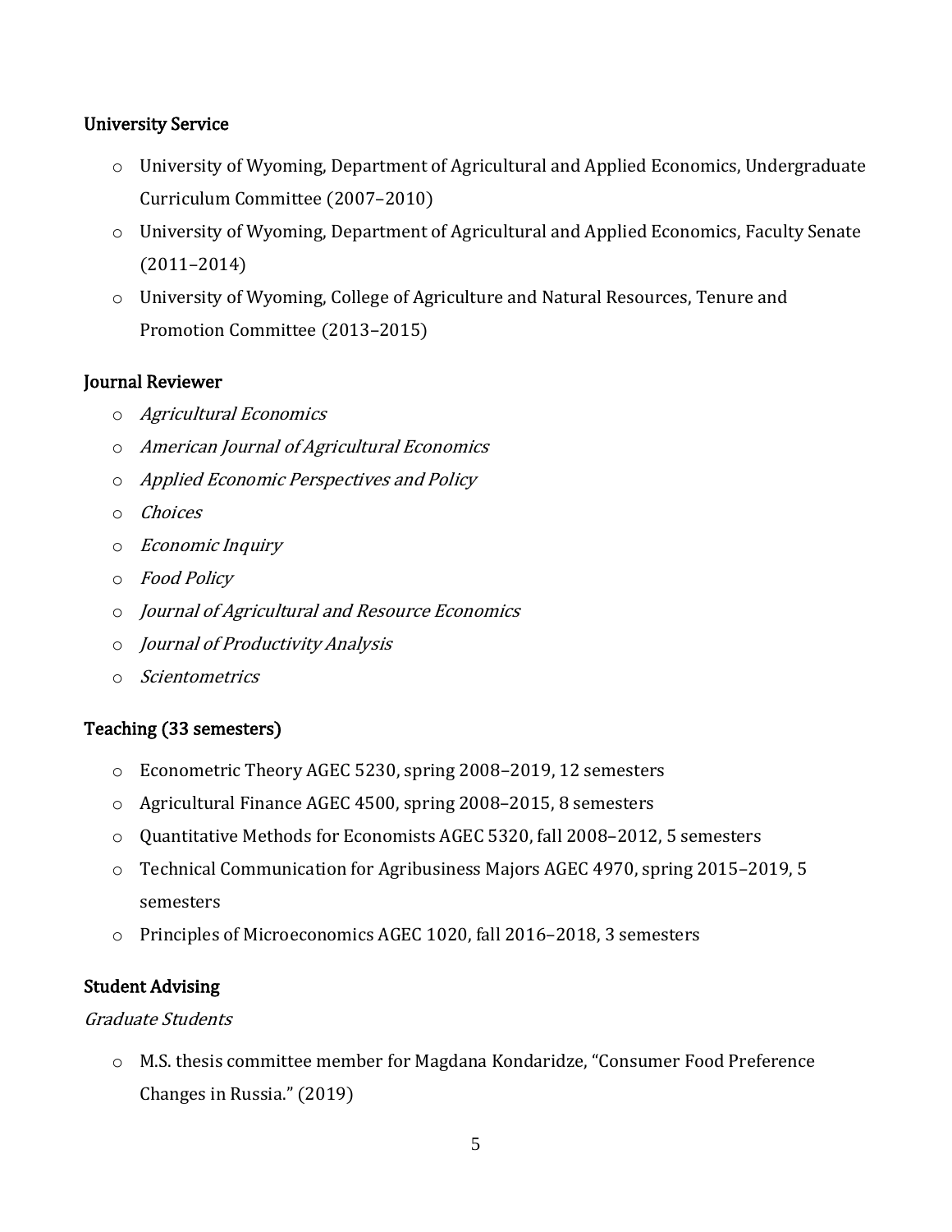### University Service

- University of Wyoming, Department of Agricultural and Applied Economics, Undergraduate Curriculum Committee (2007–2010)
- University of Wyoming, Department of Agricultural and Applied Economics, Faculty Senate (2011–2014)
- University of Wyoming, College of Agriculture and Natural Resources, Tenure and Promotion Committee (2013–2015)

### Journal Reviewer

- *Agricultural Economics*
- *American Journal of Agricultural Economics*
- *Applied Economic Perspectives and Policy*
- *Choices*
- *Economic Inquiry*
- *Food Policy*
- *Journal of Agricultural and Resource Economics*
- *Journal of Productivity Analysis*
- *Scientometrics*

### Teaching (33 semesters)

- Econometric Theory AGEC 5230, spring 2008–2019, 12 semesters
- Agricultural Finance AGEC 4500, spring 2008–2015, 8 semesters
- Quantitative Methods for Economists AGEC 5320, fall 2008–2012, 5 semesters
- Technical Communication for Agribusiness Majors AGEC 4970, spring 2015–2019, 5 semesters
- Principles of Microeconomics AGEC 1020, fall 2016–2018, 3 semesters

### Student Advising

*Graduate Students*

- M.S. thesis committee member for Magdana Kondaridze, "Consumer Food Preference Changes in Russia." (2019)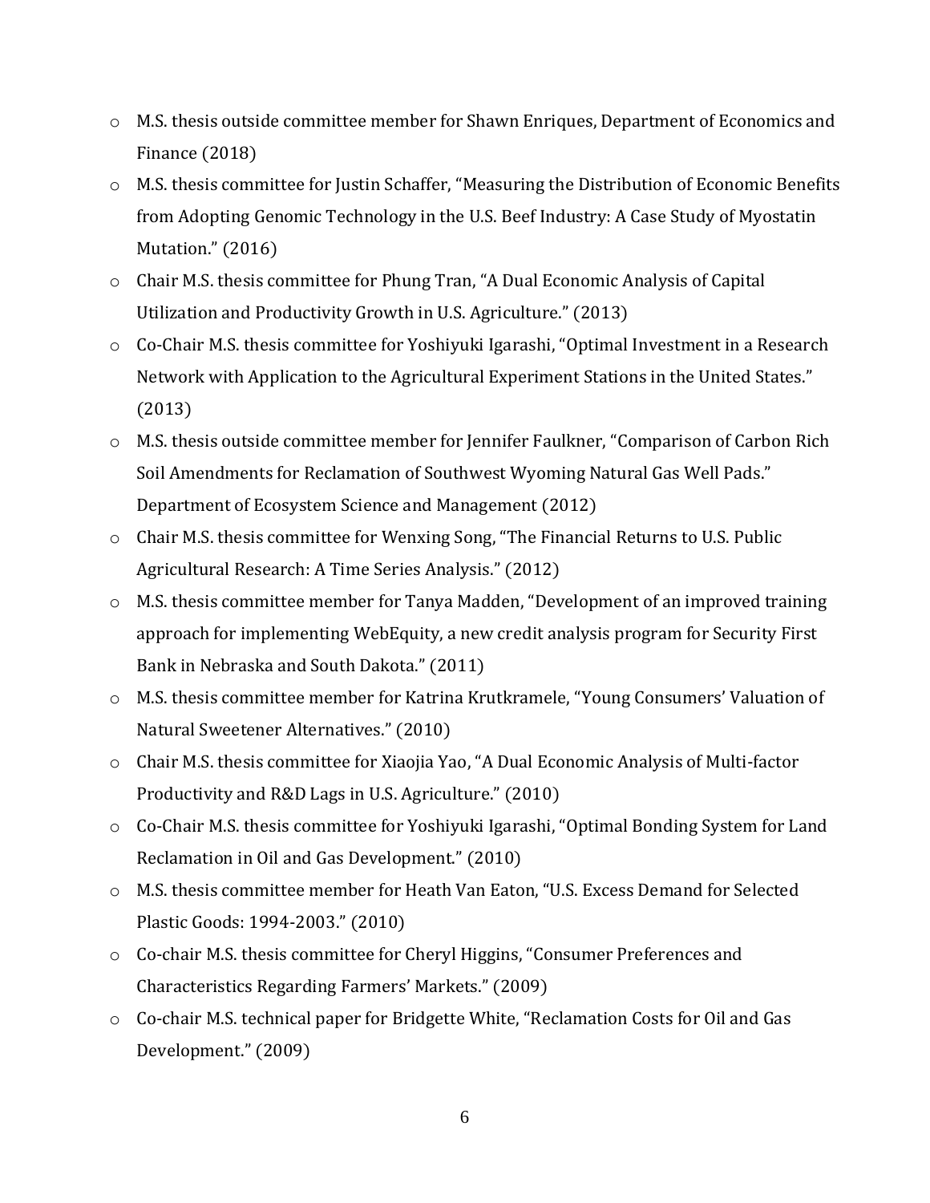- M.S. thesis outside committee member for Shawn Enriques, Department of Economics and Finance (2018)
- M.S. thesis committee for Justin Schaffer, "Measuring the Distribution of Economic Benefits from Adopting Genomic Technology in the U.S. Beef Industry: A Case Study of Myostatin Mutation." (2016)
- Chair M.S. thesis committee for Phung Tran, "A Dual Economic Analysis of Capital Utilization and Productivity Growth in U.S. Agriculture." (2013)
- Co-Chair M.S. thesis committee for Yoshiyuki Igarashi, "Optimal Investment in a Research Network with Application to the Agricultural Experiment Stations in the United States." (2013)
- M.S. thesis outside committee member for Jennifer Faulkner, "Comparison of Carbon Rich Soil Amendments for Reclamation of Southwest Wyoming Natural Gas Well Pads." Department of Ecosystem Science and Management (2012)
- Chair M.S. thesis committee for Wenxing Song, "The Financial Returns to U.S. Public Agricultural Research: A Time Series Analysis." (2012)
- M.S. thesis committee member for Tanya Madden, "Development of an improved training approach for implementing WebEquity, a new credit analysis program for Security First Bank in Nebraska and South Dakota." (2011)
- M.S. thesis committee member for Katrina Krutkramele, "Young Consumers' Valuation of Natural Sweetener Alternatives." (2010)
- Chair M.S. thesis committee for Xiaojia Yao, "A Dual Economic Analysis of Multi-factor Productivity and R&D Lags in U.S. Agriculture." (2010)
- Co-Chair M.S. thesis committee for Yoshiyuki Igarashi, "Optimal Bonding System for Land Reclamation in Oil and Gas Development." (2010)
- M.S. thesis committee member for Heath Van Eaton, "U.S. Excess Demand for Selected Plastic Goods: 1994-2003." (2010)
- Co-chair M.S. thesis committee for Cheryl Higgins, "Consumer Preferences and Characteristics Regarding Farmers' Markets." (2009)
- Co-chair M.S. technical paper for Bridgette White, "Reclamation Costs for Oil and Gas Development." (2009)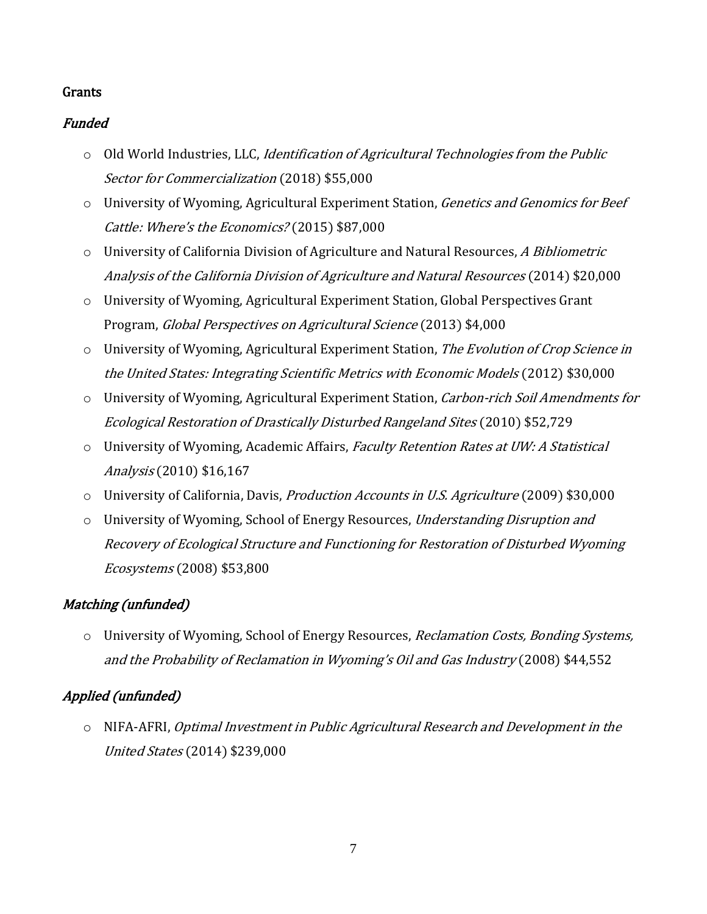## Grants

### *Funded*

- Old World Industries, LLC, *Identification of Agricultural Technologies from the Public Sector for Commercialization* (2018) $55,000
- University of Wyoming, Agricultural Experiment Station, *Genetics and Genomics for Beef Cattle: Where's the Economics?* (2015) $87,000
- University of California Division of Agriculture and Natural Resources, *A Bibliometric Analysis of the California Division of Agriculture and Natural Resources* (2014) $20,000
- University of Wyoming, Agricultural Experiment Station, Global Perspectives Grant Program, *Global Perspectives on Agricultural Science* (2013) $4,000
- University of Wyoming, Agricultural Experiment Station, *The Evolution of Crop Science in the United States: Integrating Scientific Metrics with Economic Models* (2012) $30,000
- University of Wyoming, Agricultural Experiment Station, *Carbon-rich Soil Amendments for Ecological Restoration of Drastically Disturbed Rangeland Sites* (2010) $52,729
- University of Wyoming, Academic Affairs, *Faculty Retention Rates at UW: A Statistical Analysis* (2010) $16,167
- University of California, Davis, *Production Accounts in U.S. Agriculture* (2009) $30,000
- University of Wyoming, School of Energy Resources, *Understanding Disruption and Recovery of Ecological Structure and Functioning for Restoration of Disturbed Wyoming Ecosystems* (2008) $53,800

### *Matching (unfunded)*

- University of Wyoming, School of Energy Resources, *Reclamation Costs, Bonding Systems, and the Probability of Reclamation in Wyoming's Oil and Gas Industry* (2008) $44,552

### *Applied (unfunded)*

- NIFA-AFRI, *Optimal Investment in Public Agricultural Research and Development in the United States* (2014) $239,000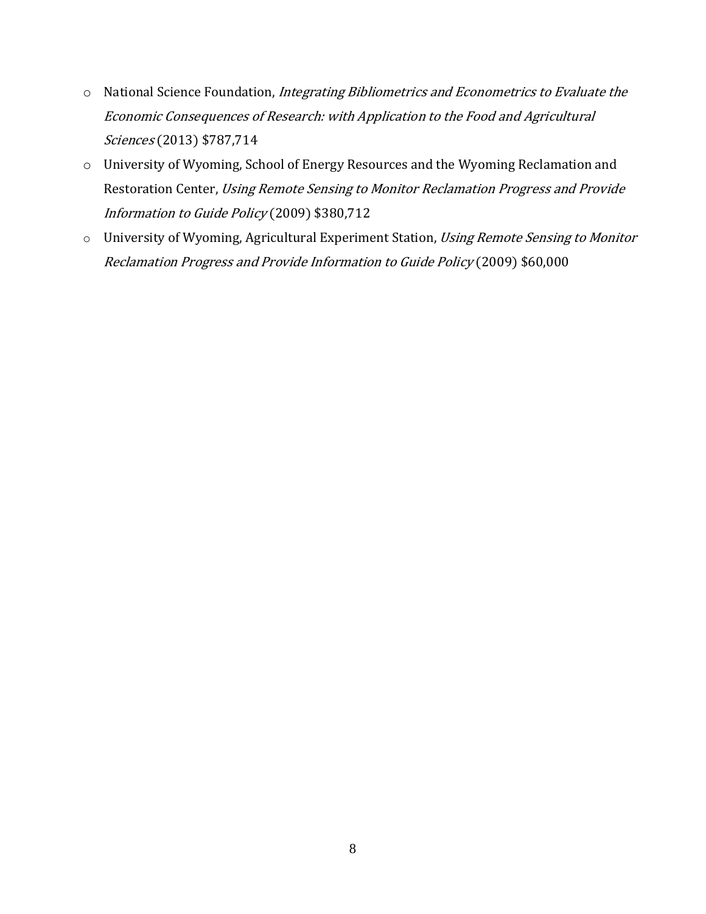- National Science Foundation, *Integrating Bibliometrics and Econometrics to Evaluate the Economic Consequences of Research: with Application to the Food and Agricultural Sciences* (2013) $787,714
- University of Wyoming, School of Energy Resources and the Wyoming Reclamation and Restoration Center, *Using Remote Sensing to Monitor Reclamation Progress and Provide Information to Guide Policy* (2009) $380,712
- University of Wyoming, Agricultural Experiment Station, *Using Remote Sensing to Monitor Reclamation Progress and Provide Information to Guide Policy* (2009) $60,000